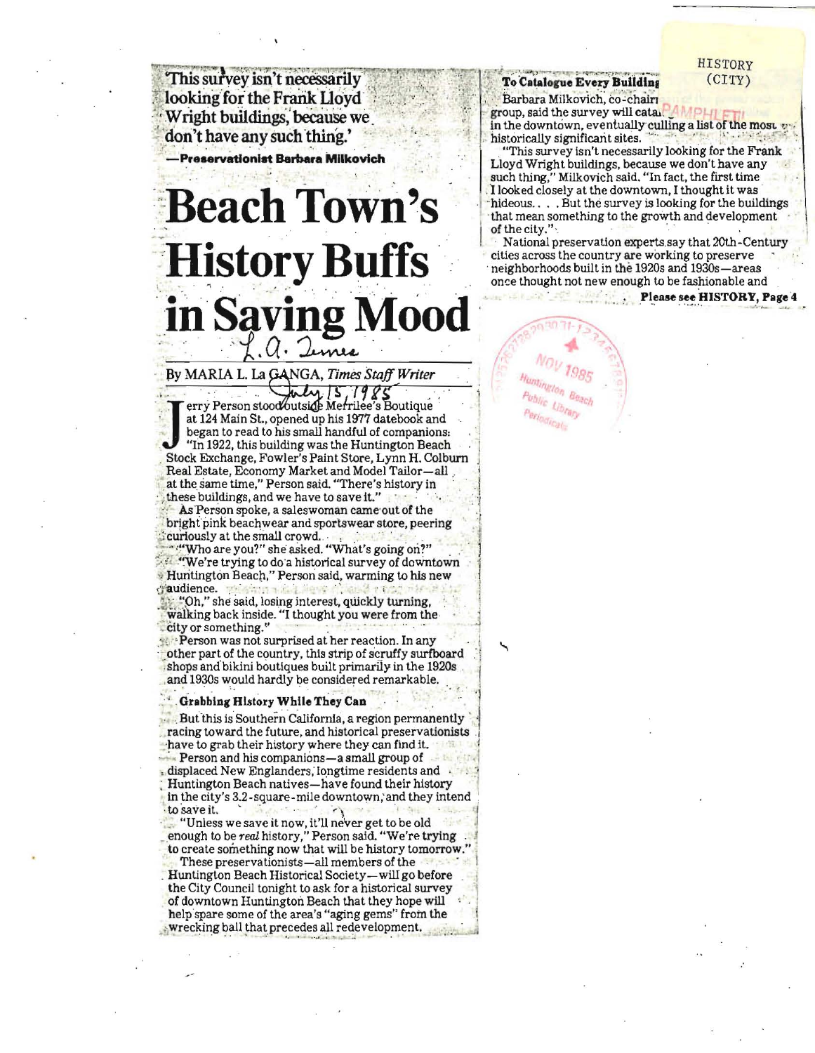HISTORY (CITY)

PAMPHLET

'This survey isn't necessarily looking for the Frank Lloyd Wright buildings, because we don't have any such thing.'

—**Preservationist Barbara Milkovich**

# Beach Town's History Buffs in Saving Mood

L.A. Times

By MARIA L. La GANGA, *Times Staff Writer*

July 15, 1985

Jerry Person stood outside Merrilee's Boutique at 124 Main St., opened up his 1977 datebook and began to read to his small handful of companions: "In 1922, this building was the Huntington Beach Stock Exchange, Fowler's Paint Store, Lynn H. Colburn Real Estate, Economy Market and Model Tailor—all at the same time," Person said. "There's history in these buildings, and we have to save it."

As Person spoke, a saleswoman came out of the bright pink beachwear and sportswear store, peering curiously at the small crowd.

"Who are you?" she asked. "What's going on?"

"We're trying to do a historical survey of downtown Huntington Beach," Person said, warming to his new audience.

"Oh," she said, losing interest, quickly turning, walking back inside. "I thought you were from the city or something."

Person was not surprised at her reaction. In any other part of the country, this strip of scruffy surfboard shops and bikini boutiques built primarily in the 1920s and 1930s would hardly be considered remarkable.

### Grabbing History While They Can

But this is Southern California, a region permanently racing toward the future, and historical preservationists have to grab their history where they can find it.

Person and his companions—a small group of displaced New Englanders, longtime residents and Huntington Beach natives—have found their history in the city's 3.2-square-mile downtown, and they intend to save it.

"Unless we save it now, it'll never get to be old enough to be *real* history," Person said. "We're trying to create something now that will be history tomorrow."

These preservationists—all members of the Huntington Beach Historical Society—will go before the City Council tonight to ask for a historical survey of downtown Huntington Beach that they hope will help spare some of the area's "aging gems" from the wrecking ball that precedes all redevelopment.

### To Catalogue Every Building

Barbara Milkovich, co-chairman of the group, said the survey will catalogue every building in the downtown, eventually culling a list of the most historically significant sites.

"This survey isn't necessarily looking for the Frank Lloyd Wright buildings, because we don't have any such thing," Milkovich said. "In fact, the first time I looked closely at the downtown, I thought it was hideous. . . . But the survey is looking for the buildings that mean something to the growth and development of the city."

National preservation experts say that 20th-Century cities across the country are working to preserve neighborhoods built in the 1920s and 1930s—areas once thought not new enough to be fashionable and

**Please see HISTORY, Page 4**

NOV 1985 Huntington Beach Public Library Periodicals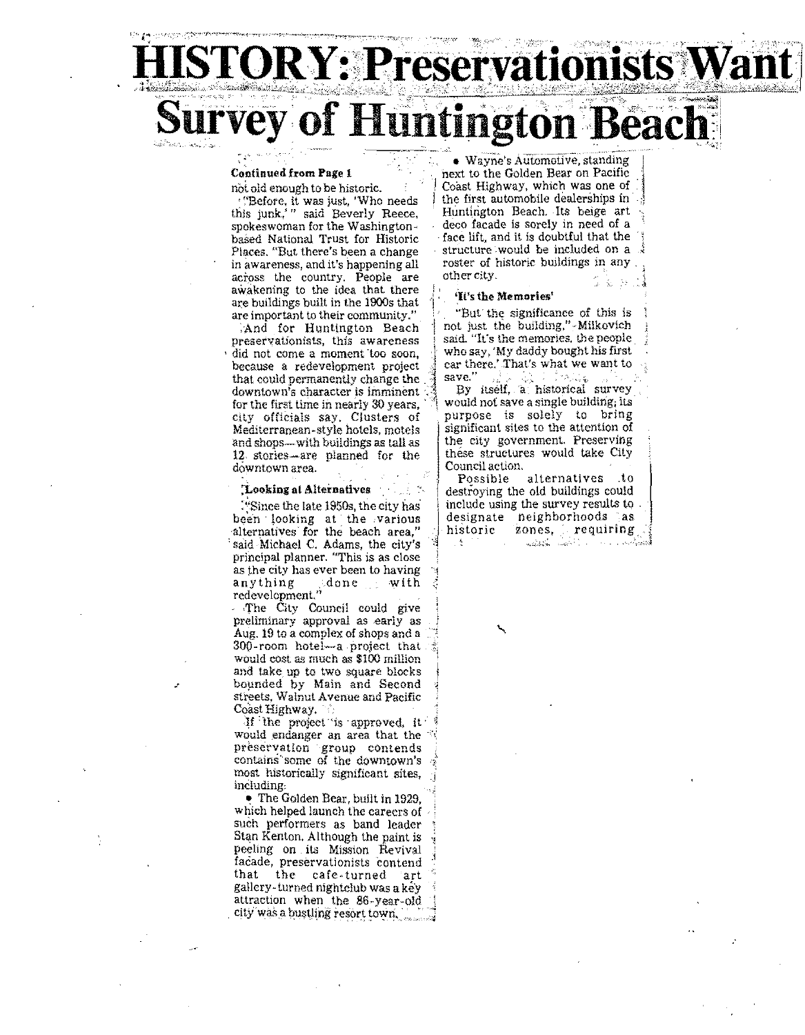# HISTORY: Preservationists Want Survey of Huntington Beach

**Continued from Page 1**

not old enough to be historic.

"Before, it was just, 'Who needs this junk,'" said Beverly Reece, spokeswoman for the Washington-based National Trust for Historic Places. "But there's been a change in awareness, and it's happening all across the country. People are awakening to the idea that there are buildings built in the 1900s that are important to their community."

And for Huntington Beach preservationists, this awareness did not come a moment too soon, because a redevelopment project that could permanently change the downtown's character is imminent for the first time in nearly 30 years, city officials say. Clusters of Mediterranean-style hotels, motels and shops—with buildings as tall as 12 stories—are planned for the downtown area.

**Looking at Alternatives**

"Since the late 1950s, the city has been looking at the various alternatives for the beach area," said Michael C. Adams, the city's principal planner. "This is as close as the city has ever been to having anything done with redevelopment."

The City Council could give preliminary approval as early as Aug. 19 to a complex of shops and a 300-room hotel—a project that would cost as much as $100 million and take up to two square blocks bounded by Main and Second streets, Walnut Avenue and Pacific Coast Highway.

If the project is approved, it would endanger an area that the preservation group contends contains some of the downtown's most historically significant sites, including:

- The Golden Bear, built in 1929, which helped launch the careers of such performers as band leader Stan Kenton. Although the paint is peeling on its Mission Revival facade, preservationists contend that the cafe-turned art gallery-turned nightclub was a key attraction when the 86-year-old city was a bustling resort town.
- Wayne's Automotive, standing next to the Golden Bear on Pacific Coast Highway, which was one of the first automobile dealerships in Huntington Beach. Its beige art deco facade is sorely in need of a face lift, and it is doubtful that the structure would be included on a roster of historic buildings in any other city.

**'It's the Memories'**

"But the significance of this is not just the building," Milkovich said. "It's the memories, the people who say, 'My daddy bought his first car there.' That's what we want to save."

By itself, a historical survey would not save a single building; its purpose is solely to bring significant sites to the attention of the city government. Preserving these structures would take City Council action.

Possible alternatives to destroying the old buildings could include using the survey results to designate neighborhoods as historic zones, requiring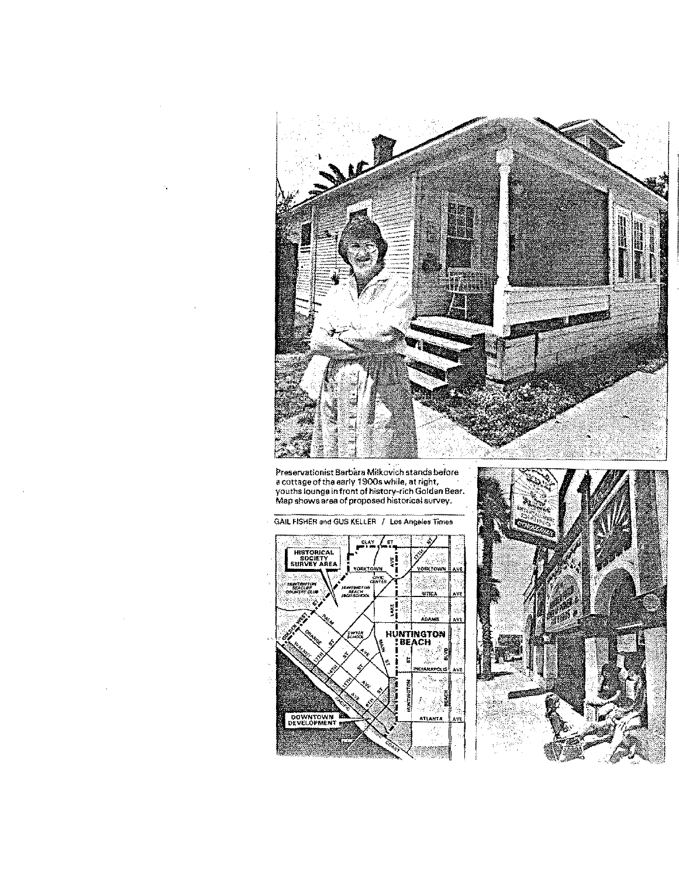Preservationist Barbara Milkovich stands before a cottage of the early 1900s while, at right, youths lounge in front of history-rich Golden Bear. Map shows area of proposed historical survey.

GAIL FISHER and GUS KELLER / Los Angeles Times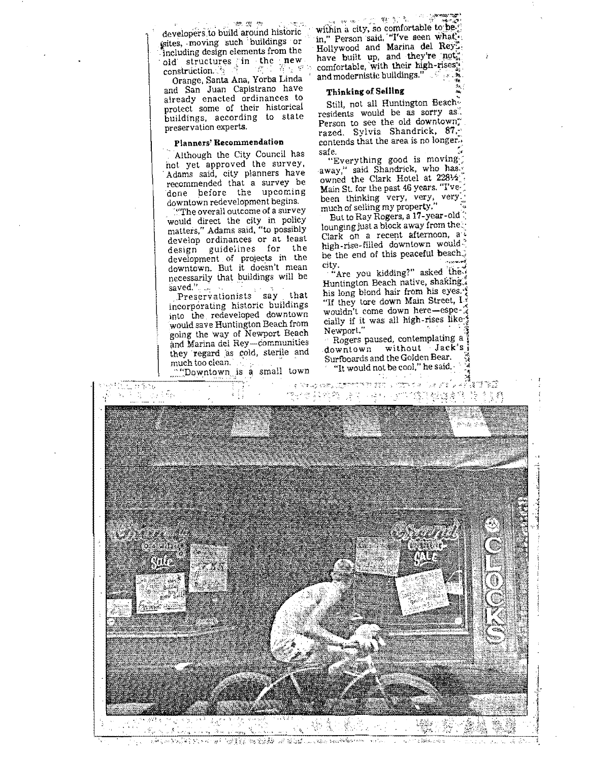developers to build around historic sites, moving such buildings or including design elements from the old structures in the new construction.

Orange, Santa Ana, Yorba Linda and San Juan Capistrano have already enacted ordinances to protect some of their historical buildings, according to state preservation experts.

### Planners' Recommendation

Although the City Council has not yet approved the survey, Adams said, city planners have recommended that a survey be done before the upcoming downtown redevelopment begins.

"The overall outcome of a survey would direct the city in policy matters," Adams said, "to possibly develop ordinances or at least design guidelines for the development of projects in the downtown. But it doesn't mean necessarily that buildings will be saved."

Preservationists say that incorporating historic buildings into the redeveloped downtown would save Huntington Beach from going the way of Newport Beach and Marina del Rey—communities they regard as cold, sterile and much too clean.

"Downtown is a small town within a city, so comfortable to be in," Person said. "I've seen what Hollywood and Marina del Rey have built up, and they're not comfortable, with their high-rises and modernistic buildings."

### Thinking of Selling

Still, not all Huntington Beach residents would be as sorry as Person to see the old downtown razed. Sylvia Shandrick, 87, contends that the area is no longer safe.

"Everything good is moving away," said Shandrick, who has owned the Clark Hotel at 228½ Main St. for the past 46 years. "I've been thinking very, very, very much of selling my property."

But to Ray Rogers, a 17-year-old lounging just a block away from the Clark on a recent afternoon, a high-rise-filled downtown would be the end of this peaceful beach city.

"Are you kidding?" asked the Huntington Beach native, shaking his long blond hair from his eyes. "If they tore down Main Street, I wouldn't come down here—especially if it was all high-rises like Newport."

Rogers paused, contemplating a downtown without Jack's Surfboards and the Golden Bear.

"It would not be cool," he said.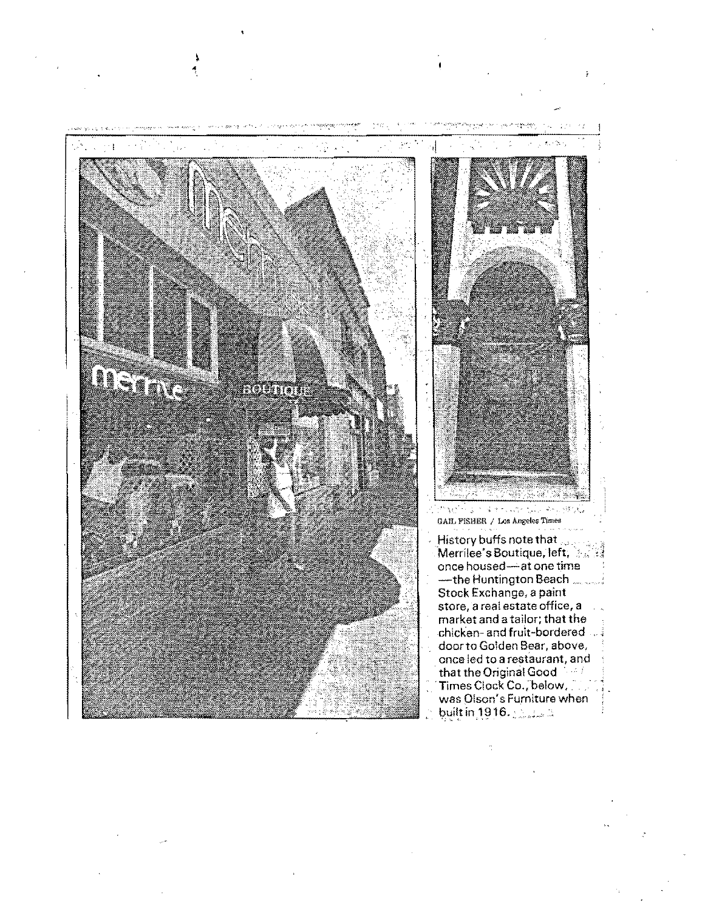GAIL FISHER / Los Angeles Times

History buffs note that Merrilee's Boutique, left, once housed—at one time—the Huntington Beach Stock Exchange, a paint store, a real estate office, a market and a tailor; that the chicken- and fruit-bordered door to Golden Bear, above, once led to a restaurant, and that the Original Good Times Clock Co., below, was Olson's Furniture when built in 1916.